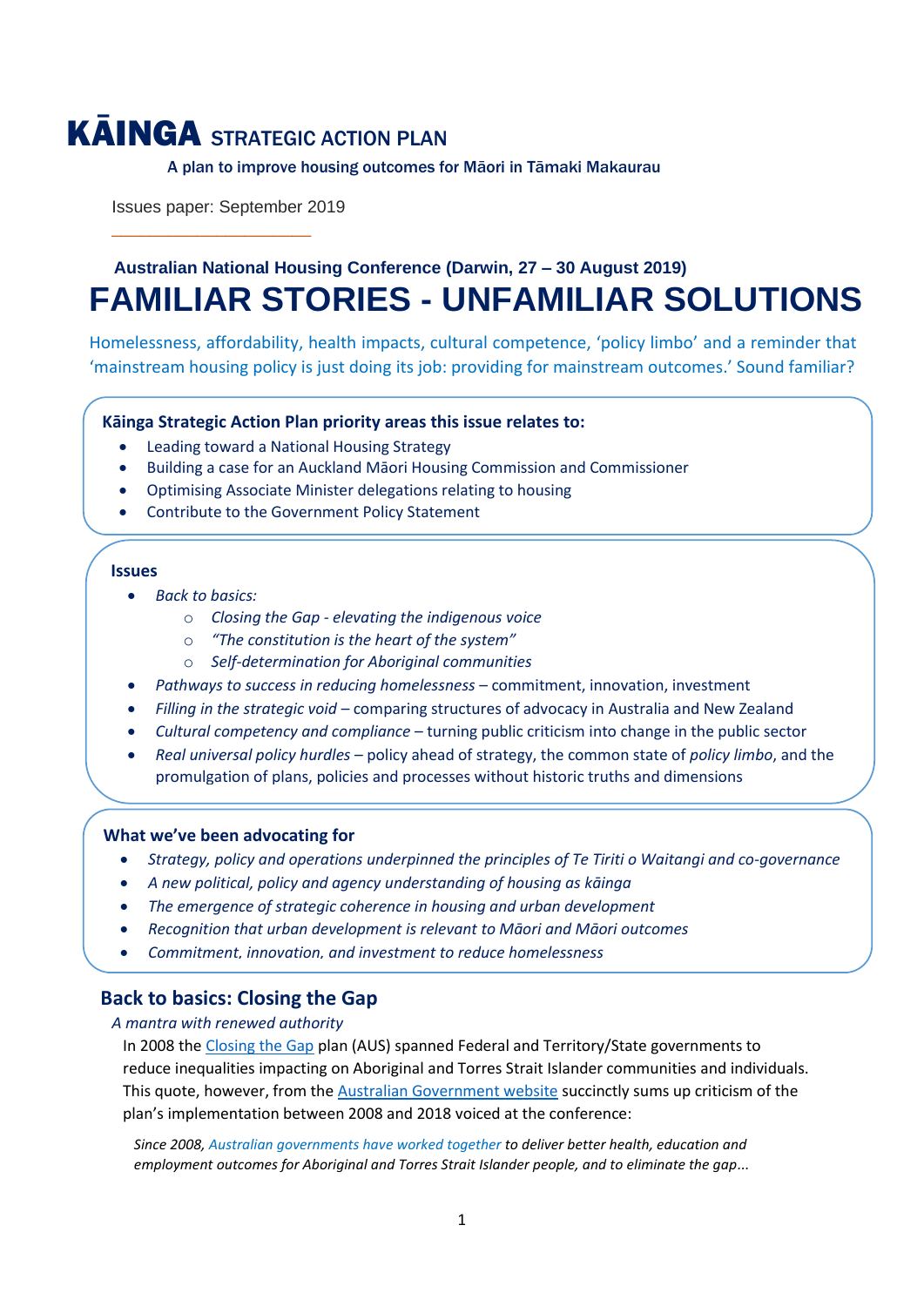# KĀINGA STRATEGIC ACTION PLAN

A plan to improve housing outcomes for Māori in Tāmaki Makaurau

Issues paper: September 2019

**Australian National Housing Conference (Darwin, 27 – 30 August 2019)**

# FAMILIAR STORIES - UNFAMILIAR SOLUTIONS

Homelessness, affordability, health impacts, cultural competence, 'policy limbo' and a reminder that 'mainstream housing policy is just doing its job: providing for mainstream outcomes.' Sound familiar?

**Kāinga Strategic Action Plan priority areas this issue relates to:**

- Leading toward a National Housing Strategy
- Building a case for an Auckland Māori Housing Commission and Commissioner
- Optimising Associate Minister delegations relating to housing
- Contribute to the Government Policy Statement

**Issues**

- *Back to basics:*
    - *Closing the Gap - elevating the indigenous voice*
    - *"The constitution is the heart of the system"*
    - *Self-determination for Aboriginal communities*
- *Pathways to success in reducing homelessness* – commitment, innovation, investment
- *Filling in the strategic void* – comparing structures of advocacy in Australia and New Zealand
- *Cultural competency and compliance* – turning public criticism into change in the public sector
- *Real universal policy hurdles* – policy ahead of strategy, the common state of *policy limbo*, and the promulgation of plans, policies and processes without historic truths and dimensions

**What we've been advocating for**

- *Strategy, policy and operations underpinned the principles of Te Tiriti o Waitangi and co-governance*
- *A new political, policy and agency understanding of housing as kāinga*
- *The emergence of strategic coherence in housing and urban development*
- *Recognition that urban development is relevant to Māori and Māori outcomes*
- *Commitment, innovation, and investment to reduce homelessness*

## Back to basics: Closing the Gap

*A mantra with renewed authority*

In 2008 the Closing the Gap plan (AUS) spanned Federal and Territory/State governments to reduce inequalities impacting on Aboriginal and Torres Strait Islander communities and individuals. This quote, however, from the Australian Government website succinctly sums up criticism of the plan's implementation between 2008 and 2018 voiced at the conference:

*Since 2008, Australian governments have worked together to deliver better health, education and employment outcomes for Aboriginal and Torres Strait Islander people, and to eliminate the gap...*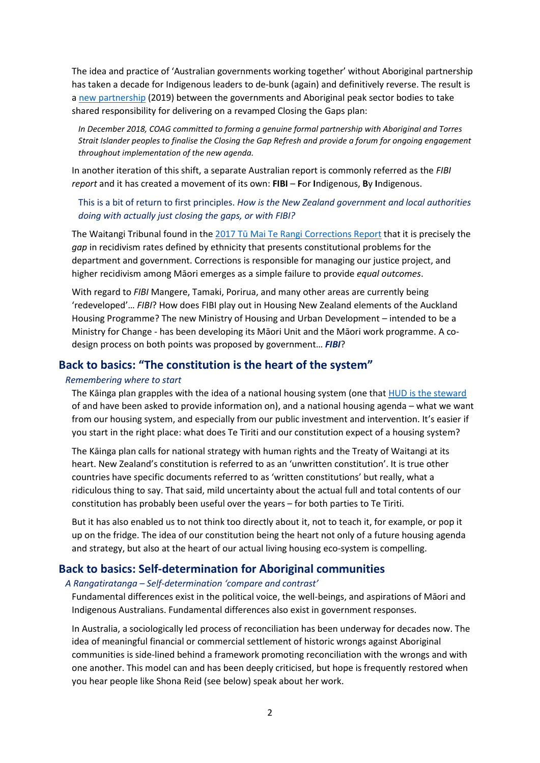The idea and practice of 'Australian governments working together' without Aboriginal partnership has taken a decade for Indigenous leaders to de-bunk (again) and definitively reverse. The result is a [new partnership](#) (2019) between the governments and Aboriginal peak sector bodies to take shared responsibility for delivering on a revamped Closing the Gaps plan:

> *In December 2018, COAG committed to forming a genuine formal partnership with Aboriginal and Torres Strait Islander peoples to finalise the Closing the Gap Refresh and provide a forum for ongoing engagement throughout implementation of the new agenda.*

In another iteration of this shift, a separate Australian report is commonly referred as the *FIBI report* and it has created a movement of its own: **FIBI** – **F**or **I**ndigenous, **B**y **I**ndigenous.

> This is a bit of return to first principles. *How is the New Zealand government and local authorities doing with actually just closing the gaps, or with FIBI?*

The Waitangi Tribunal found in the [2017 Tū Mai Te Rangi Corrections Report](#) that it is precisely the *gap* in recidivism rates defined by ethnicity that presents constitutional problems for the department and government. Corrections is responsible for managing our justice project, and higher recidivism among Māori emerges as a simple failure to provide *equal outcomes*.

With regard to *FIBI* Mangere, Tamaki, Porirua, and many other areas are currently being 'redeveloped'… *FIBI*? How does FIBI play out in Housing New Zealand elements of the Auckland Housing Programme? The new Ministry of Housing and Urban Development – intended to be a Ministry for Change - has been developing its Māori Unit and the Māori work programme. A co-design process on both points was proposed by government… ***FIBI***?

## Back to basics: "The constitution is the heart of the system"

*Remembering where to start*

The Kāinga plan grapples with the idea of a national housing system (one that [HUD is the steward](#) of and have been asked to provide information on), and a national housing agenda – what we want from our housing system, and especially from our public investment and intervention. It's easier if you start in the right place: what does Te Tiriti and our constitution expect of a housing system?

The Kāinga plan calls for national strategy with human rights and the Treaty of Waitangi at its heart. New Zealand's constitution is referred to as an 'unwritten constitution'. It is true other countries have specific documents referred to as 'written constitutions' but really, what a ridiculous thing to say. That said, mild uncertainty about the actual full and total contents of our constitution has probably been useful over the years – for both parties to Te Tiriti.

But it has also enabled us to not think too directly about it, not to teach it, for example, or pop it up on the fridge. The idea of our constitution being the heart not only of a future housing agenda and strategy, but also at the heart of our actual living housing eco-system is compelling.

## Back to basics: Self-determination for Aboriginal communities

*A Rangatiratanga – Self-determination 'compare and contrast'*

Fundamental differences exist in the political voice, the well-beings, and aspirations of Māori and Indigenous Australians. Fundamental differences also exist in government responses.

In Australia, a sociologically led process of reconciliation has been underway for decades now. The idea of meaningful financial or commercial settlement of historic wrongs against Aboriginal communities is side-lined behind a framework promoting reconciliation with the wrongs and with one another. This model can and has been deeply criticised, but hope is frequently restored when you hear people like Shona Reid (see below) speak about her work.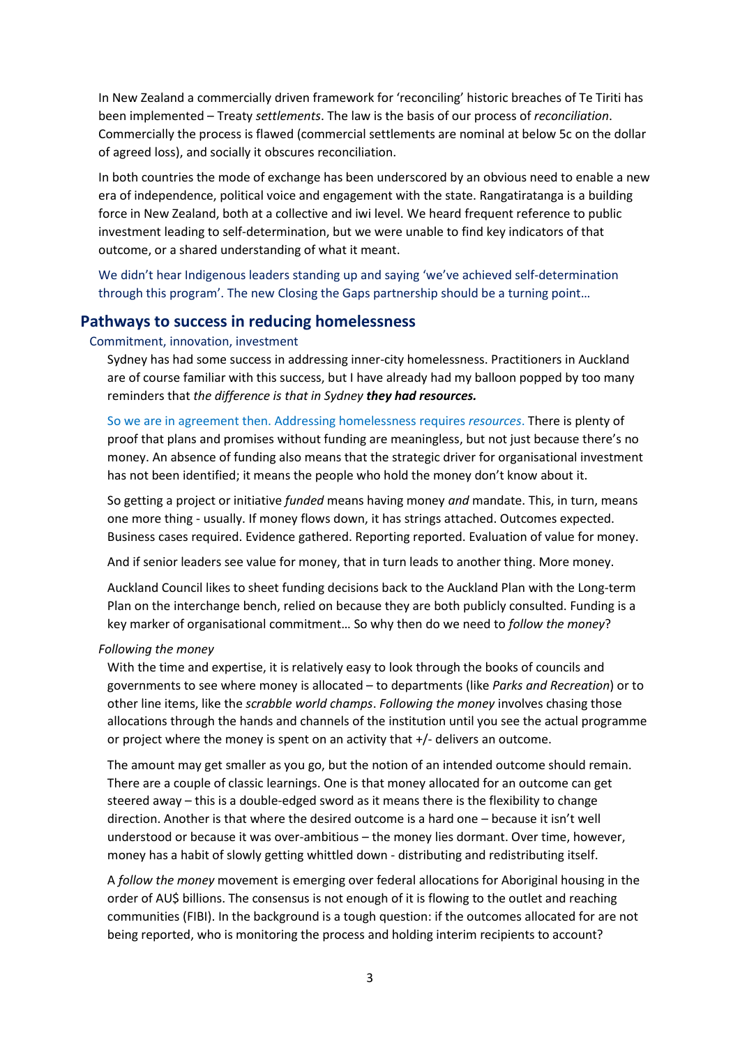In New Zealand a commercially driven framework for 'reconciling' historic breaches of Te Tiriti has been implemented – Treaty *settlements*. The law is the basis of our process of *reconciliation*. Commercially the process is flawed (commercial settlements are nominal at below 5c on the dollar of agreed loss), and socially it obscures reconciliation.

In both countries the mode of exchange has been underscored by an obvious need to enable a new era of independence, political voice and engagement with the state. Rangatiratanga is a building force in New Zealand, both at a collective and iwi level. We heard frequent reference to public investment leading to self-determination, but we were unable to find key indicators of that outcome, or a shared understanding of what it meant.

We didn't hear Indigenous leaders standing up and saying 'we've achieved self-determination through this program'. The new Closing the Gaps partnership should be a turning point…

## Pathways to success in reducing homelessness

### Commitment, innovation, investment

Sydney has had some success in addressing inner-city homelessness. Practitioners in Auckland are of course familiar with this success, but I have already had my balloon popped by too many reminders that *the difference is that in Sydney* ***they had resources.***

So we are in agreement then. Addressing homelessness requires *resources*. There is plenty of proof that plans and promises without funding are meaningless, but not just because there's no money. An absence of funding also means that the strategic driver for organisational investment has not been identified; it means the people who hold the money don't know about it.

So getting a project or initiative *funded* means having money *and* mandate. This, in turn, means one more thing - usually. If money flows down, it has strings attached. Outcomes expected. Business cases required. Evidence gathered. Reporting reported. Evaluation of value for money.

And if senior leaders see value for money, that in turn leads to another thing. More money.

Auckland Council likes to sheet funding decisions back to the Auckland Plan with the Long-term Plan on the interchange bench, relied on because they are both publicly consulted. Funding is a key marker of organisational commitment… So why then do we need to *follow the money*?

#### *Following the money*

With the time and expertise, it is relatively easy to look through the books of councils and governments to see where money is allocated – to departments (like *Parks and Recreation*) or to other line items, like the *scrabble world champs*. *Following the money* involves chasing those allocations through the hands and channels of the institution until you see the actual programme or project where the money is spent on an activity that +/- delivers an outcome.

The amount may get smaller as you go, but the notion of an intended outcome should remain. There are a couple of classic learnings. One is that money allocated for an outcome can get steered away – this is a double-edged sword as it means there is the flexibility to change direction. Another is that where the desired outcome is a hard one – because it isn't well understood or because it was over-ambitious – the money lies dormant. Over time, however, money has a habit of slowly getting whittled down - distributing and redistributing itself.

A *follow the money* movement is emerging over federal allocations for Aboriginal housing in the order of AU$ billions. The consensus is not enough of it is flowing to the outlet and reaching communities (FIBI). In the background is a tough question: if the outcomes allocated for are not being reported, who is monitoring the process and holding interim recipients to account?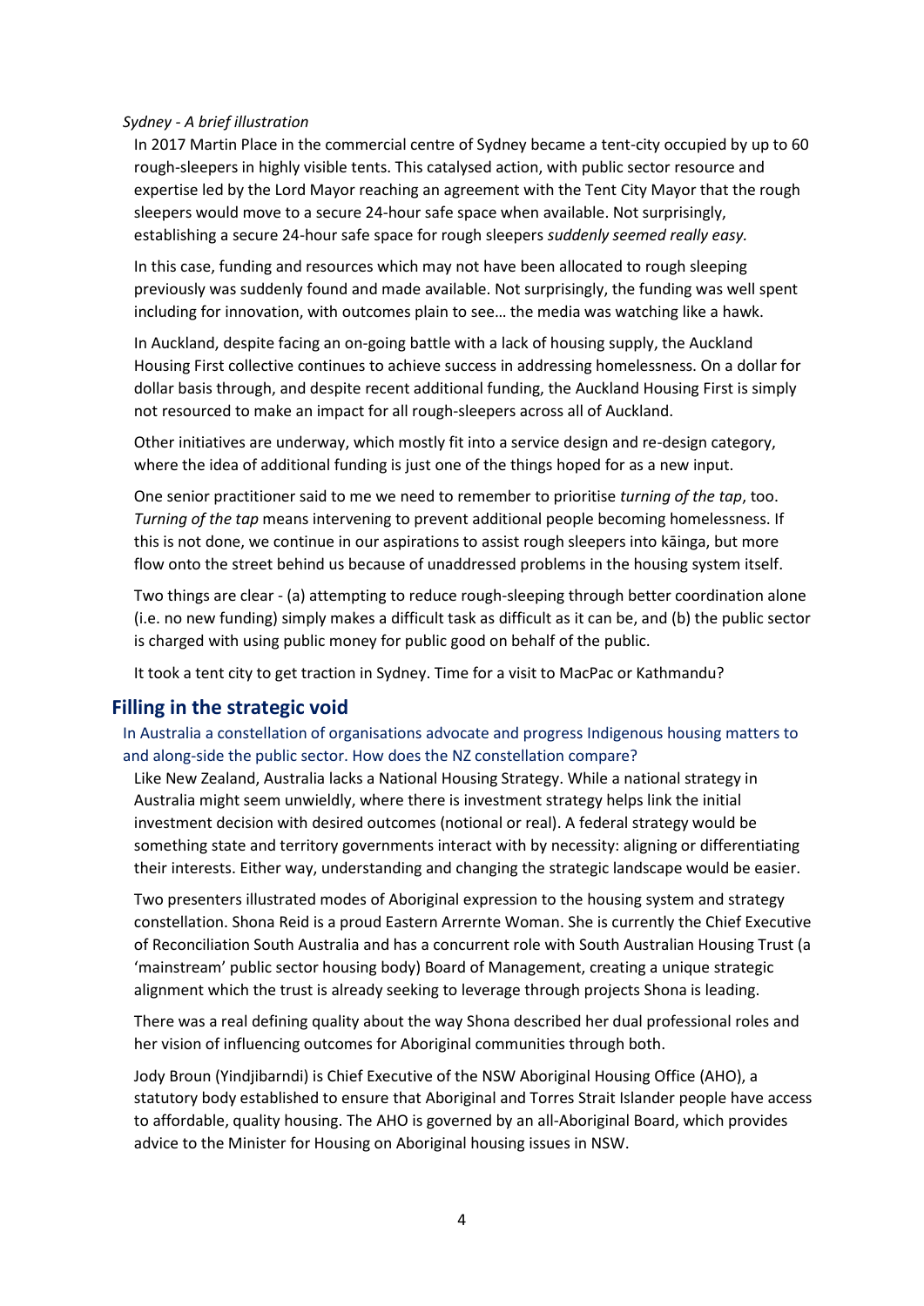*Sydney - A brief illustration*

In 2017 Martin Place in the commercial centre of Sydney became a tent-city occupied by up to 60 rough-sleepers in highly visible tents. This catalysed action, with public sector resource and expertise led by the Lord Mayor reaching an agreement with the Tent City Mayor that the rough sleepers would move to a secure 24-hour safe space when available. Not surprisingly, establishing a secure 24-hour safe space for rough sleepers *suddenly seemed really easy.*

In this case, funding and resources which may not have been allocated to rough sleeping previously was suddenly found and made available. Not surprisingly, the funding was well spent including for innovation, with outcomes plain to see… the media was watching like a hawk.

In Auckland, despite facing an on-going battle with a lack of housing supply, the Auckland Housing First collective continues to achieve success in addressing homelessness. On a dollar for dollar basis through, and despite recent additional funding, the Auckland Housing First is simply not resourced to make an impact for all rough-sleepers across all of Auckland.

Other initiatives are underway, which mostly fit into a service design and re-design category, where the idea of additional funding is just one of the things hoped for as a new input.

One senior practitioner said to me we need to remember to prioritise *turning of the tap*, too. *Turning of the tap* means intervening to prevent additional people becoming homelessness. If this is not done, we continue in our aspirations to assist rough sleepers into kāinga, but more flow onto the street behind us because of unaddressed problems in the housing system itself.

Two things are clear - (a) attempting to reduce rough-sleeping through better coordination alone (i.e. no new funding) simply makes a difficult task as difficult as it can be, and (b) the public sector is charged with using public money for public good on behalf of the public.

It took a tent city to get traction in Sydney. Time for a visit to MacPac or Kathmandu?

## Filling in the strategic void

In Australia a constellation of organisations advocate and progress Indigenous housing matters to and along-side the public sector. How does the NZ constellation compare?

Like New Zealand, Australia lacks a National Housing Strategy. While a national strategy in Australia might seem unwieldly, where there is investment strategy helps link the initial investment decision with desired outcomes (notional or real). A federal strategy would be something state and territory governments interact with by necessity: aligning or differentiating their interests. Either way, understanding and changing the strategic landscape would be easier.

Two presenters illustrated modes of Aboriginal expression to the housing system and strategy constellation. Shona Reid is a proud Eastern Arrernte Woman. She is currently the Chief Executive of Reconciliation South Australia and has a concurrent role with South Australian Housing Trust (a 'mainstream' public sector housing body) Board of Management, creating a unique strategic alignment which the trust is already seeking to leverage through projects Shona is leading.

There was a real defining quality about the way Shona described her dual professional roles and her vision of influencing outcomes for Aboriginal communities through both.

Jody Broun (Yindjibarndi) is Chief Executive of the NSW Aboriginal Housing Office (AHO), a statutory body established to ensure that Aboriginal and Torres Strait Islander people have access to affordable, quality housing. The AHO is governed by an all-Aboriginal Board, which provides advice to the Minister for Housing on Aboriginal housing issues in NSW.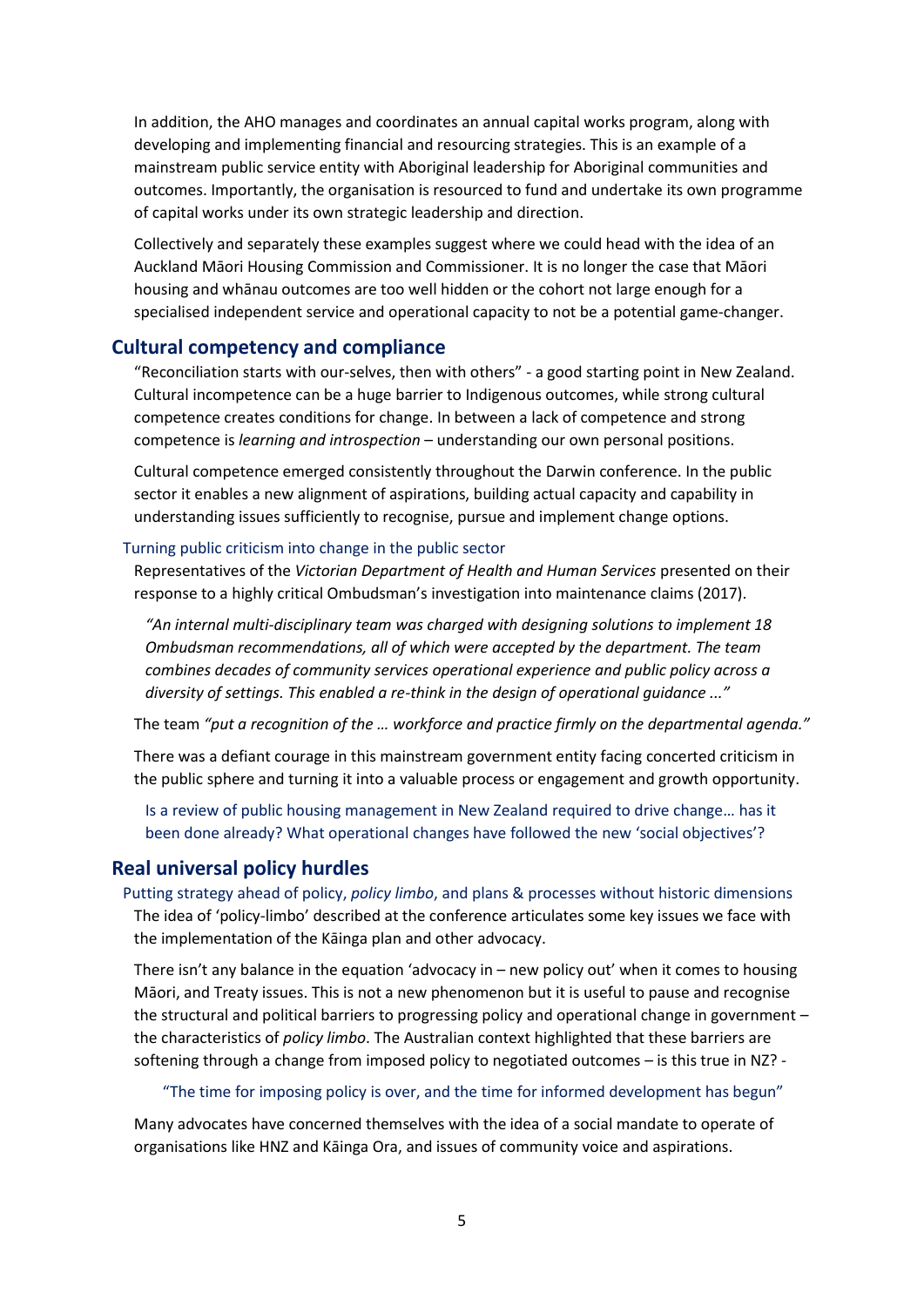In addition, the AHO manages and coordinates an annual capital works program, along with developing and implementing financial and resourcing strategies. This is an example of a mainstream public service entity with Aboriginal leadership for Aboriginal communities and outcomes. Importantly, the organisation is resourced to fund and undertake its own programme of capital works under its own strategic leadership and direction.

Collectively and separately these examples suggest where we could head with the idea of an Auckland Māori Housing Commission and Commissioner. It is no longer the case that Māori housing and whānau outcomes are too well hidden or the cohort not large enough for a specialised independent service and operational capacity to not be a potential game-changer.

## Cultural competency and compliance

"Reconciliation starts with our-selves, then with others" - a good starting point in New Zealand. Cultural incompetence can be a huge barrier to Indigenous outcomes, while strong cultural competence creates conditions for change. In between a lack of competence and strong competence is *learning and introspection* – understanding our own personal positions.

Cultural competence emerged consistently throughout the Darwin conference. In the public sector it enables a new alignment of aspirations, building actual capacity and capability in understanding issues sufficiently to recognise, pursue and implement change options.

### Turning public criticism into change in the public sector

Representatives of the *Victorian Department of Health and Human Services* presented on their response to a highly critical Ombudsman's investigation into maintenance claims (2017).

> *"An internal multi-disciplinary team was charged with designing solutions to implement 18 Ombudsman recommendations, all of which were accepted by the department. The team combines decades of community services operational experience and public policy across a diversity of settings. This enabled a re-think in the design of operational guidance ..."*

The team *"put a recognition of the … workforce and practice firmly on the departmental agenda."*

There was a defiant courage in this mainstream government entity facing concerted criticism in the public sphere and turning it into a valuable process or engagement and growth opportunity.

> Is a review of public housing management in New Zealand required to drive change… has it been done already? What operational changes have followed the new 'social objectives'?

## Real universal policy hurdles

### Putting strategy ahead of policy, *policy limbo*, and plans & processes without historic dimensions

The idea of 'policy-limbo' described at the conference articulates some key issues we face with the implementation of the Kāinga plan and other advocacy.

There isn't any balance in the equation 'advocacy in – new policy out' when it comes to housing Māori, and Treaty issues. This is not a new phenomenon but it is useful to pause and recognise the structural and political barriers to progressing policy and operational change in government – the characteristics of *policy limbo*. The Australian context highlighted that these barriers are softening through a change from imposed policy to negotiated outcomes – is this true in NZ? -

> "The time for imposing policy is over, and the time for informed development has begun"

Many advocates have concerned themselves with the idea of a social mandate to operate of organisations like HNZ and Kāinga Ora, and issues of community voice and aspirations.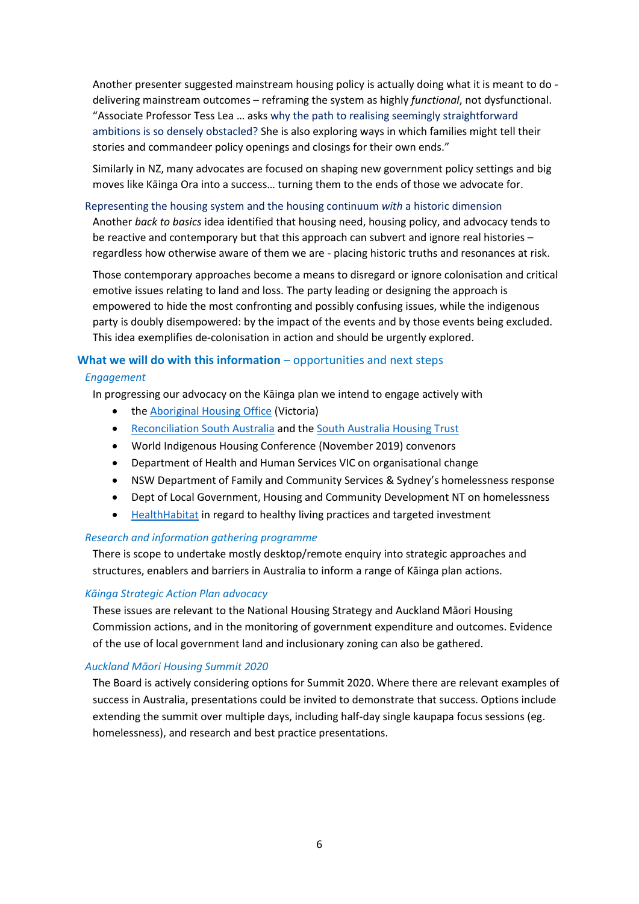Another presenter suggested mainstream housing policy is actually doing what it is meant to do - delivering mainstream outcomes – reframing the system as highly *functional*, not dysfunctional. "Associate Professor Tess Lea … asks why the path to realising seemingly straightforward ambitions is so densely obstacled? She is also exploring ways in which families might tell their stories and commandeer policy openings and closings for their own ends."

Similarly in NZ, many advocates are focused on shaping new government policy settings and big moves like Kāinga Ora into a success… turning them to the ends of those we advocate for.

### Representing the housing system and the housing continuum *with* a historic dimension

Another *back to basics* idea identified that housing need, housing policy, and advocacy tends to be reactive and contemporary but that this approach can subvert and ignore real histories – regardless how otherwise aware of them we are - placing historic truths and resonances at risk.

Those contemporary approaches become a means to disregard or ignore colonisation and critical emotive issues relating to land and loss. The party leading or designing the approach is empowered to hide the most confronting and possibly confusing issues, while the indigenous party is doubly disempowered: by the impact of the events and by those events being excluded. This idea exemplifies de-colonisation in action and should be urgently explored.

## **What we will do with this information** – opportunities and next steps

### *Engagement*

In progressing our advocacy on the Kāinga plan we intend to engage actively with

- the Aboriginal Housing Office (Victoria)
- Reconciliation South Australia and the South Australia Housing Trust
- World Indigenous Housing Conference (November 2019) convenors
- Department of Health and Human Services VIC on organisational change
- NSW Department of Family and Community Services & Sydney's homelessness response
- Dept of Local Government, Housing and Community Development NT on homelessness
- HealthHabitat in regard to healthy living practices and targeted investment

### *Research and information gathering programme*

There is scope to undertake mostly desktop/remote enquiry into strategic approaches and structures, enablers and barriers in Australia to inform a range of Kāinga plan actions.

### *Kāinga Strategic Action Plan advocacy*

These issues are relevant to the National Housing Strategy and Auckland Māori Housing Commission actions, and in the monitoring of government expenditure and outcomes. Evidence of the use of local government land and inclusionary zoning can also be gathered.

### *Auckland Māori Housing Summit 2020*

The Board is actively considering options for Summit 2020. Where there are relevant examples of success in Australia, presentations could be invited to demonstrate that success. Options include extending the summit over multiple days, including half-day single kaupapa focus sessions (eg. homelessness), and research and best practice presentations.